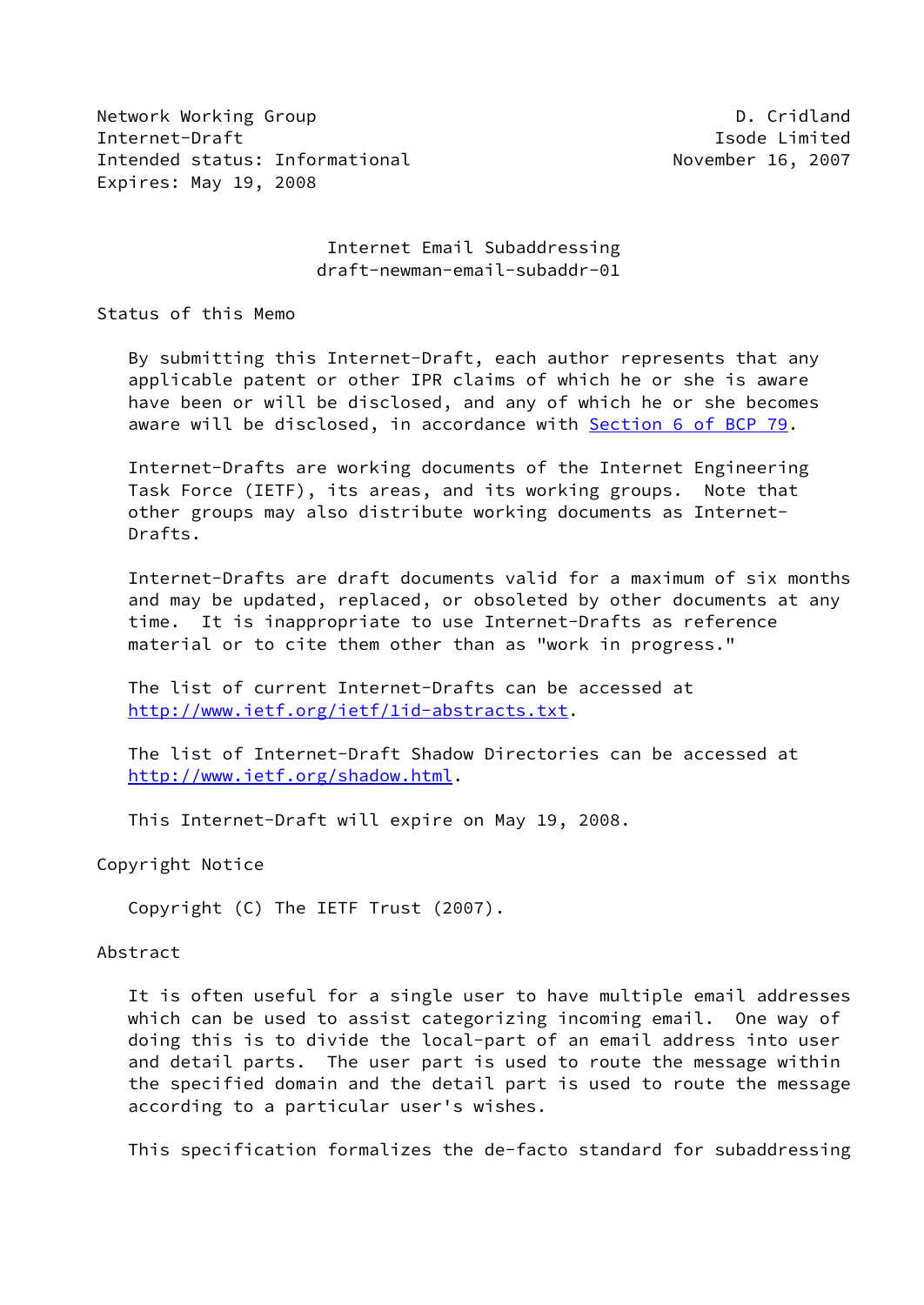Network Working Group D. Cridland
Internet-Draft Isode Limited
Intended status: Informational November 16, 2007
Expires: May 19, 2008

# Internet Email Subaddressing
## draft-newman-email-subaddr-01

## Status of this Memo

By submitting this Internet-Draft, each author represents that any applicable patent or other IPR claims of which he or she is aware have been or will be disclosed, and any of which he or she becomes aware will be disclosed, in accordance with Section 6 of BCP 79.

Internet-Drafts are working documents of the Internet Engineering Task Force (IETF), its areas, and its working groups. Note that other groups may also distribute working documents as Internet-Drafts.

Internet-Drafts are draft documents valid for a maximum of six months and may be updated, replaced, or obsoleted by other documents at any time. It is inappropriate to use Internet-Drafts as reference material or to cite them other than as "work in progress."

The list of current Internet-Drafts can be accessed at http://www.ietf.org/ietf/1id-abstracts.txt.

The list of Internet-Draft Shadow Directories can be accessed at http://www.ietf.org/shadow.html.

This Internet-Draft will expire on May 19, 2008.

## Copyright Notice

Copyright (C) The IETF Trust (2007).

## Abstract

It is often useful for a single user to have multiple email addresses which can be used to assist categorizing incoming email. One way of doing this is to divide the local-part of an email address into user and detail parts. The user part is used to route the message within the specified domain and the detail part is used to route the message according to a particular user's wishes.

This specification formalizes the de-facto standard for subaddressing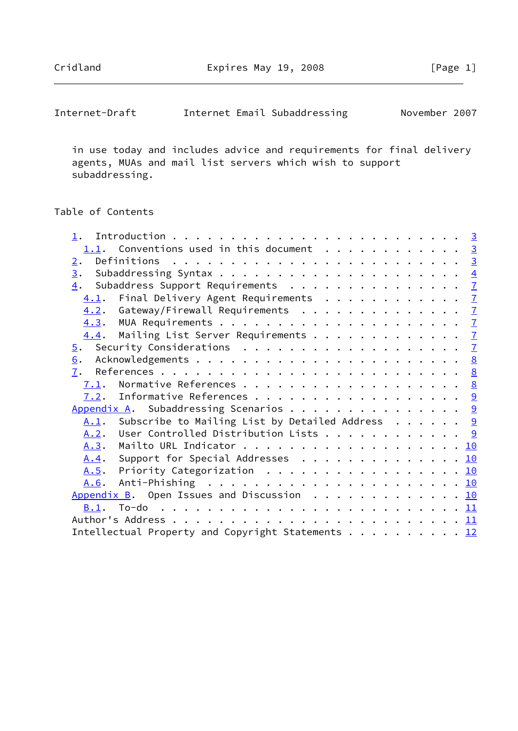in use today and includes advice and requirements for final delivery agents, MUAs and mail list servers which wish to support subaddressing.

## Table of Contents

- 1. Introduction . . . . . . . . . . . . . . . . . . . . . . . . . 3
  - 1.1. Conventions used in this document . . . . . . . . . . . . 3
- 2. Definitions . . . . . . . . . . . . . . . . . . . . . . . . . 3
- 3. Subaddressing Syntax . . . . . . . . . . . . . . . . . . . . . 4
- 4. Subaddress Support Requirements . . . . . . . . . . . . . . . 7
  - 4.1. Final Delivery Agent Requirements . . . . . . . . . . . . 7
  - 4.2. Gateway/Firewall Requirements . . . . . . . . . . . . . . 7
  - 4.3. MUA Requirements . . . . . . . . . . . . . . . . . . . . . 7
  - 4.4. Mailing List Server Requirements . . . . . . . . . . . . . 7
- 5. Security Considerations . . . . . . . . . . . . . . . . . . . 7
- 6. Acknowledgements . . . . . . . . . . . . . . . . . . . . . . . 8
- 7. References . . . . . . . . . . . . . . . . . . . . . . . . . . 8
  - 7.1. Normative References . . . . . . . . . . . . . . . . . . . 8
  - 7.2. Informative References . . . . . . . . . . . . . . . . . . 9
- Appendix A. Subaddressing Scenarios . . . . . . . . . . . . . . . 9
  - A.1. Subscribe to Mailing List by Detailed Address . . . . . . 9
  - A.2. User Controlled Distribution Lists . . . . . . . . . . . . 9
  - A.3. Mailto URL Indicator . . . . . . . . . . . . . . . . . . . 10
  - A.4. Support for Special Addresses . . . . . . . . . . . . . . 10
  - A.5. Priority Categorization . . . . . . . . . . . . . . . . . 10
  - A.6. Anti-Phishing . . . . . . . . . . . . . . . . . . . . . . 10
- Appendix B. Open Issues and Discussion . . . . . . . . . . . . . 10
  - B.1. To-do . . . . . . . . . . . . . . . . . . . . . . . . . . 11
- Author's Address . . . . . . . . . . . . . . . . . . . . . . . . . 11
- Intellectual Property and Copyright Statements . . . . . . . . . . 12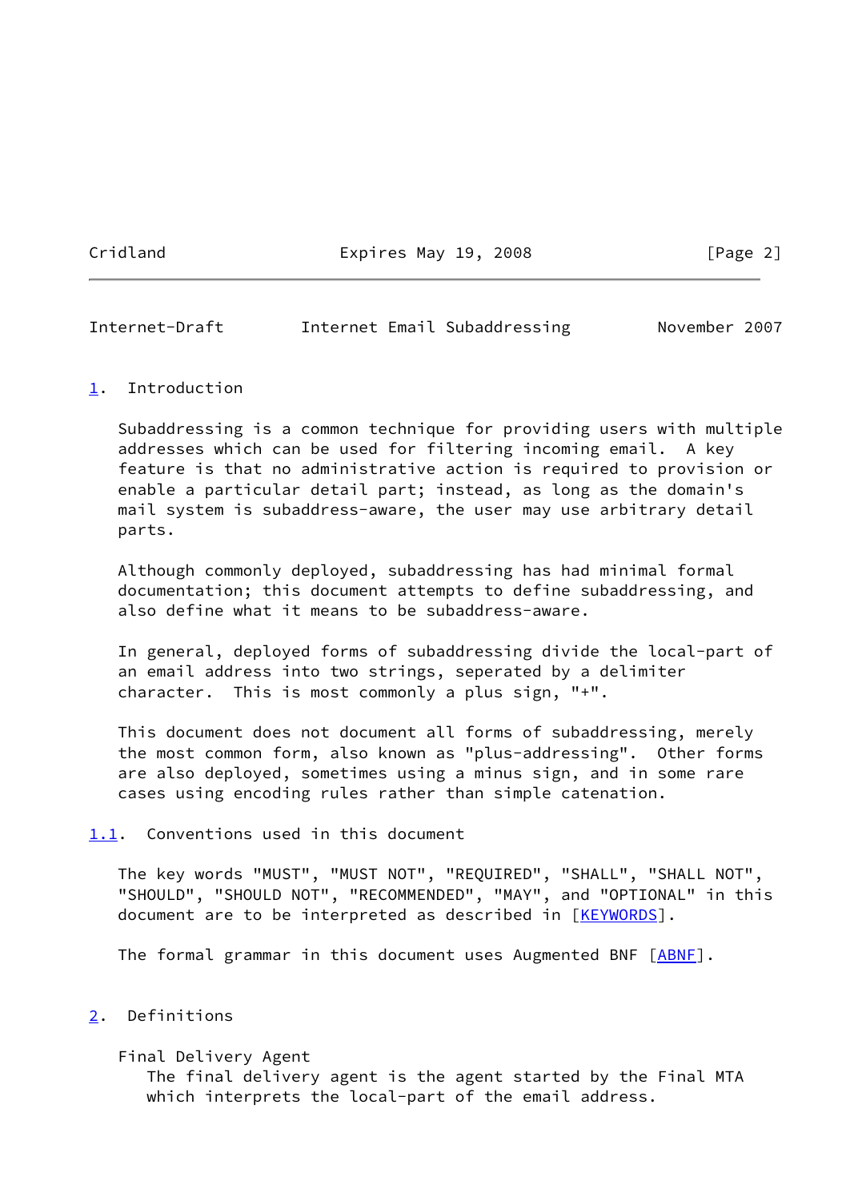# 1. Introduction

Subaddressing is a common technique for providing users with multiple addresses which can be used for filtering incoming email. A key feature is that no administrative action is required to provision or enable a particular detail part; instead, as long as the domain's mail system is subaddress-aware, the user may use arbitrary detail parts.

Although commonly deployed, subaddressing has had minimal formal documentation; this document attempts to define subaddressing, and also define what it means to be subaddress-aware.

In general, deployed forms of subaddressing divide the local-part of an email address into two strings, seperated by a delimiter character. This is most commonly a plus sign, "+".

This document does not document all forms of subaddressing, merely the most common form, also known as "plus-addressing". Other forms are also deployed, sometimes using a minus sign, and in some rare cases using encoding rules rather than simple catenation.

## 1.1. Conventions used in this document

The key words "MUST", "MUST NOT", "REQUIRED", "SHALL", "SHALL NOT", "SHOULD", "SHOULD NOT", "RECOMMENDED", "MAY", and "OPTIONAL" in this document are to be interpreted as described in [KEYWORDS].

The formal grammar in this document uses Augmented BNF [ABNF].

# 2. Definitions

Final Delivery Agent
The final delivery agent is the agent started by the Final MTA which interprets the local-part of the email address.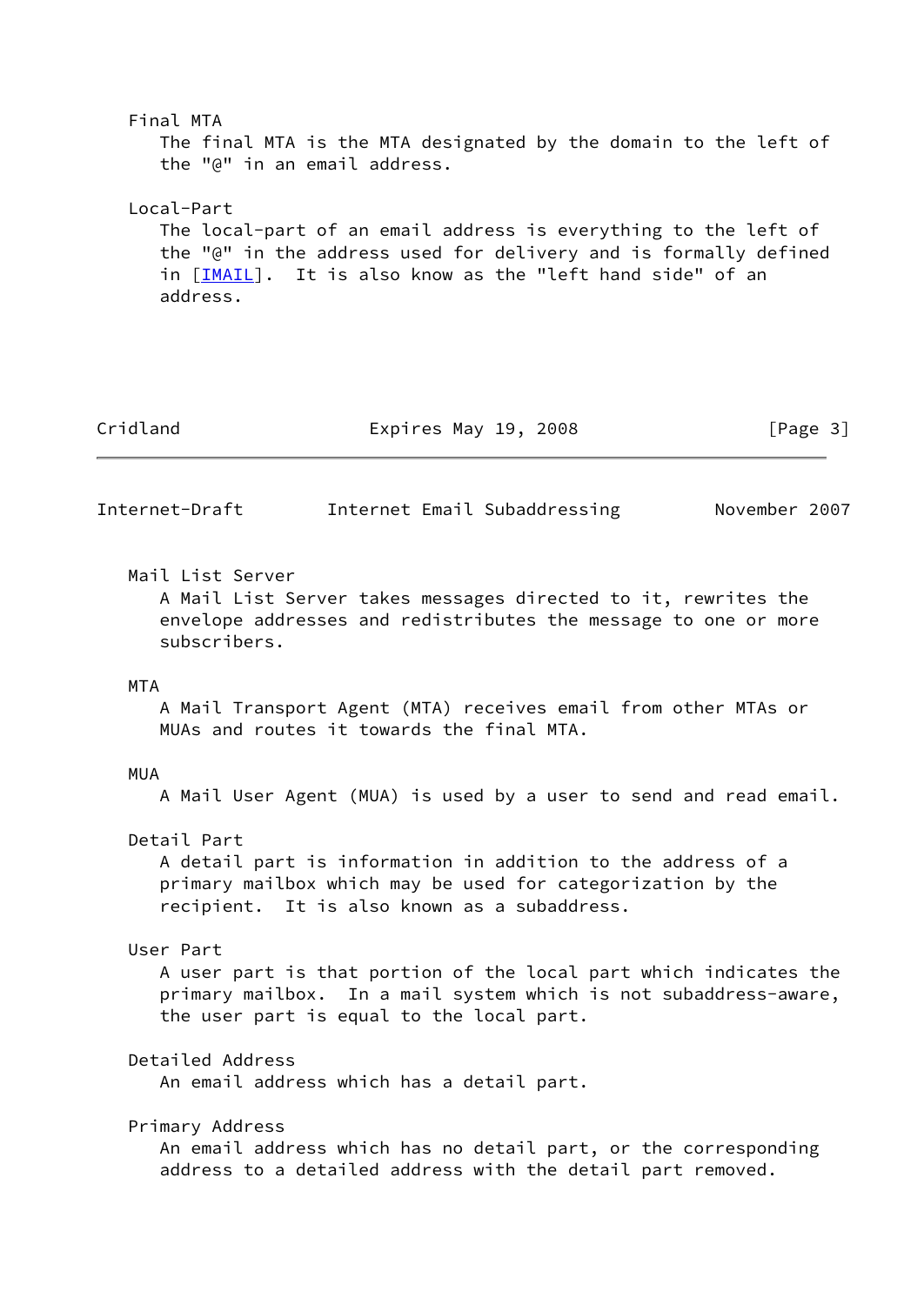Final MTA
The final MTA is the MTA designated by the domain to the left of the "@" in an email address.

Local-Part
The local-part of an email address is everything to the left of the "@" in the address used for delivery and is formally defined in [IMAIL]. It is also know as the "left hand side" of an address.

Mail List Server
A Mail List Server takes messages directed to it, rewrites the envelope addresses and redistributes the message to one or more subscribers.

MTA
A Mail Transport Agent (MTA) receives email from other MTAs or MUAs and routes it towards the final MTA.

MUA
A Mail User Agent (MUA) is used by a user to send and read email.

Detail Part
A detail part is information in addition to the address of a primary mailbox which may be used for categorization by the recipient. It is also known as a subaddress.

User Part
A user part is that portion of the local part which indicates the primary mailbox. In a mail system which is not subaddress-aware, the user part is equal to the local part.

Detailed Address
An email address which has a detail part.

Primary Address
An email address which has no detail part, or the corresponding address to a detailed address with the detail part removed.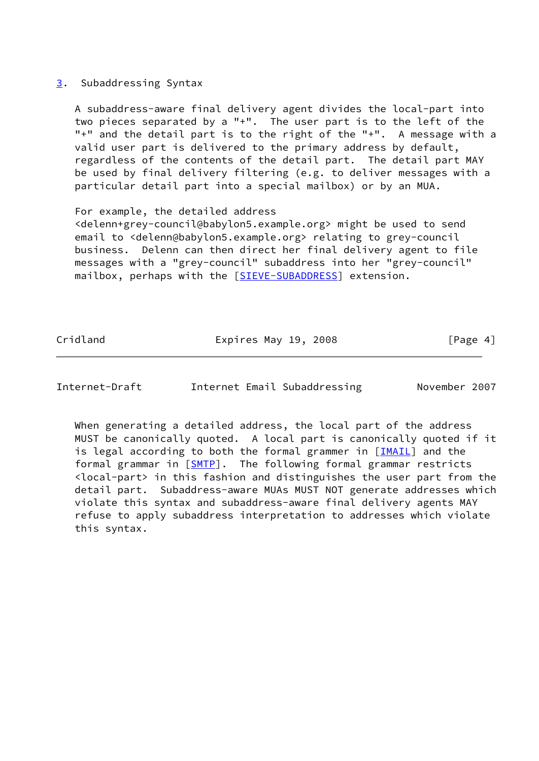## 3. Subaddressing Syntax

A subaddress-aware final delivery agent divides the local-part into two pieces separated by a "+". The user part is to the left of the "+" and the detail part is to the right of the "+". A message with a valid user part is delivered to the primary address by default, regardless of the contents of the detail part. The detail part MAY be used by final delivery filtering (e.g. to deliver messages with a particular detail part into a special mailbox) or by an MUA.

For example, the detailed address <delenn+grey-council@babylon5.example.org> might be used to send email to <delenn@babylon5.example.org> relating to grey-council business. Delenn can then direct her final delivery agent to file messages with a "grey-council" subaddress into her "grey-council" mailbox, perhaps with the [SIEVE-SUBADDRESS] extension.

When generating a detailed address, the local part of the address MUST be canonically quoted. A local part is canonically quoted if it is legal according to both the formal grammer in [IMAIL] and the formal grammar in [SMTP]. The following formal grammar restricts <local-part> in this fashion and distinguishes the user part from the detail part. Subaddress-aware MUAs MUST NOT generate addresses which violate this syntax and subaddress-aware final delivery agents MAY refuse to apply subaddress interpretation to addresses which violate this syntax.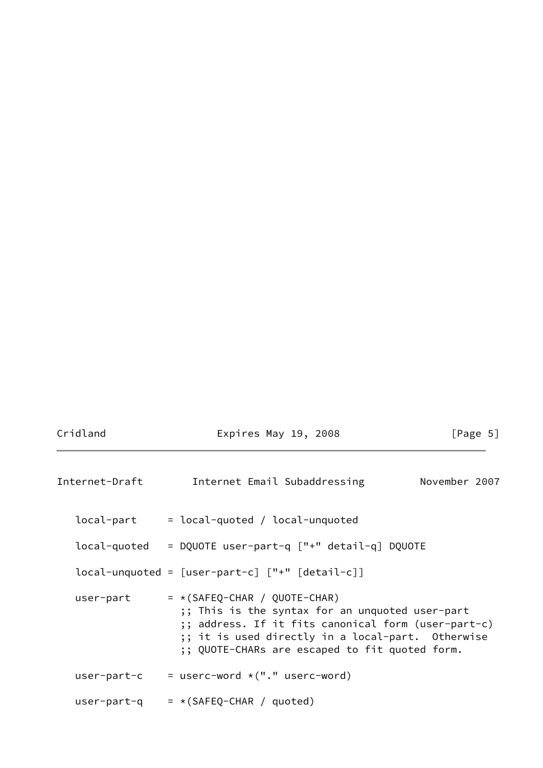```
   local-part     = local-quoted / local-unquoted

   local-quoted   = DQUOTE user-part-q ["+" detail-q] DQUOTE

   local-unquoted = [user-part-c] ["+" [detail-c]]

   user-part      = *(SAFEQ-CHAR / QUOTE-CHAR)
                    ;; This is the syntax for an unquoted user-part
                    ;; address. If it fits canonical form (user-part-c)
                    ;; it is used directly in a local-part.  Otherwise
                    ;; QUOTE-CHARs are escaped to fit quoted form.

   user-part-c    = userc-word *("." userc-word)

   user-part-q    = *(SAFEQ-CHAR / quoted)
```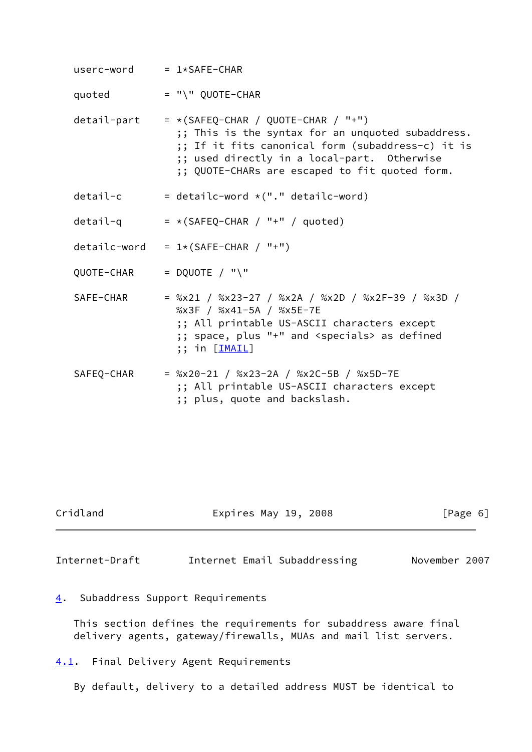```
   userc-word      = 1*SAFE-CHAR

   quoted          = "\" QUOTE-CHAR

   detail-part     = *(SAFEQ-CHAR / QUOTE-CHAR / "+")
                     ;; This is the syntax for an unquoted subaddress.
                     ;; If it fits canonical form (subaddress-c) it is
                     ;; used directly in a local-part.  Otherwise
                     ;; QUOTE-CHARs are escaped to fit quoted form.

   detail-c        = detailc-word *("." detailc-word)

   detail-q        = *(SAFEQ-CHAR / "+" / quoted)

   detailc-word    = 1*(SAFE-CHAR / "+")

   QUOTE-CHAR      = DQUOTE / "\"

   SAFE-CHAR       = %x21 / %x23-27 / %x2A / %x2D / %x2F-39 / %x3D /
                     %x3F / %x41-5A / %x5E-7E
                     ;; All printable US-ASCII characters except
                     ;; space, plus "+" and <specials> as defined
                     ;; in [IMAIL]

   SAFEQ-CHAR      = %x20-21 / %x23-2A / %x2C-5B / %x5D-7E
                     ;; All printable US-ASCII characters except
                     ;; plus, quote and backslash.
```

## 4. Subaddress Support Requirements

This section defines the requirements for subaddress aware final delivery agents, gateway/firewalls, MUAs and mail list servers.

### 4.1. Final Delivery Agent Requirements

By default, delivery to a detailed address MUST be identical to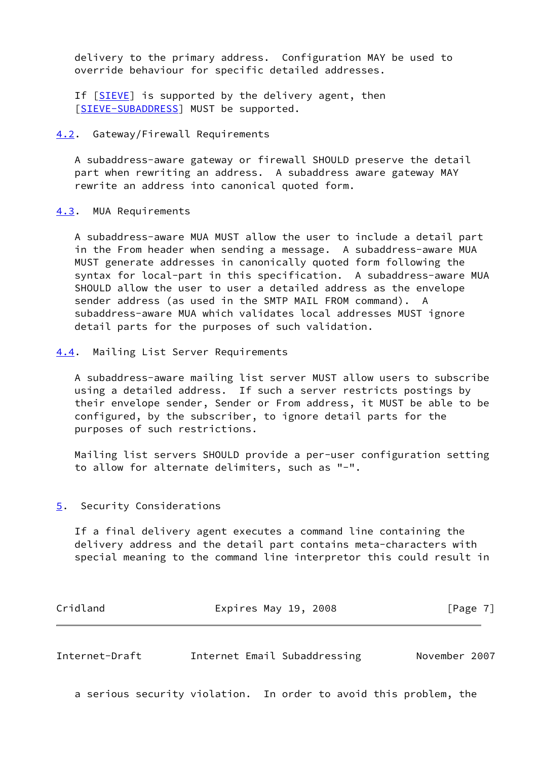delivery to the primary address. Configuration MAY be used to override behaviour for specific detailed addresses.

If [SIEVE] is supported by the delivery agent, then [SIEVE-SUBADDRESS] MUST be supported.

### 4.2. Gateway/Firewall Requirements

A subaddress-aware gateway or firewall SHOULD preserve the detail part when rewriting an address. A subaddress aware gateway MAY rewrite an address into canonical quoted form.

### 4.3. MUA Requirements

A subaddress-aware MUA MUST allow the user to include a detail part in the From header when sending a message. A subaddress-aware MUA MUST generate addresses in canonically quoted form following the syntax for local-part in this specification. A subaddress-aware MUA SHOULD allow the user to user a detailed address as the envelope sender address (as used in the SMTP MAIL FROM command). A subaddress-aware MUA which validates local addresses MUST ignore detail parts for the purposes of such validation.

### 4.4. Mailing List Server Requirements

A subaddress-aware mailing list server MUST allow users to subscribe using a detailed address. If such a server restricts postings by their envelope sender, Sender or From address, it MUST be able to be configured, by the subscriber, to ignore detail parts for the purposes of such restrictions.

Mailing list servers SHOULD provide a per-user configuration setting to allow for alternate delimiters, such as "-".

## 5. Security Considerations

If a final delivery agent executes a command line containing the delivery address and the detail part contains meta-characters with special meaning to the command line interpretor this could result in a serious security violation. In order to avoid this problem, the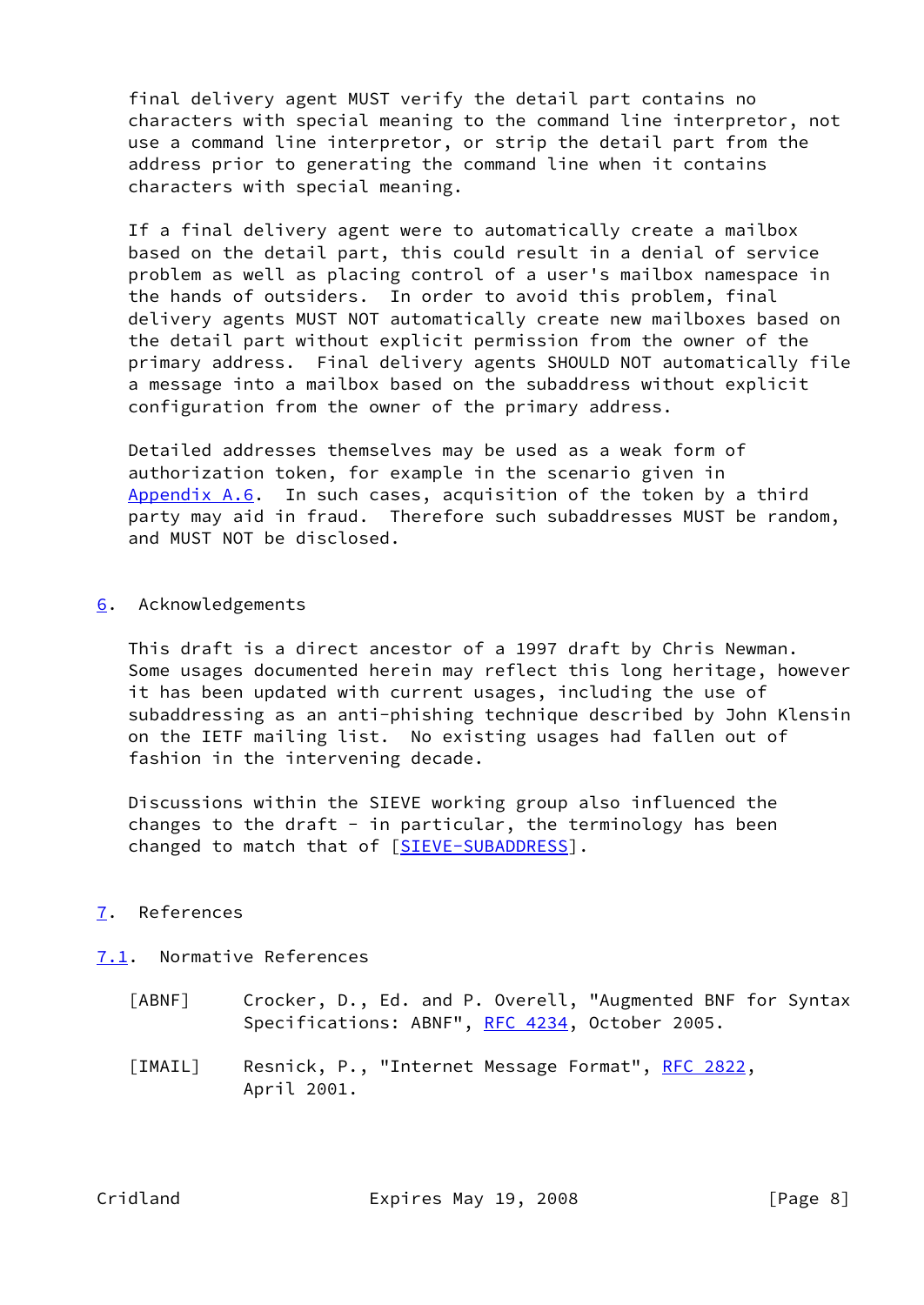final delivery agent MUST verify the detail part contains no characters with special meaning to the command line interpretor, not use a command line interpretor, or strip the detail part from the address prior to generating the command line when it contains characters with special meaning.

If a final delivery agent were to automatically create a mailbox based on the detail part, this could result in a denial of service problem as well as placing control of a user's mailbox namespace in the hands of outsiders. In order to avoid this problem, final delivery agents MUST NOT automatically create new mailboxes based on the detail part without explicit permission from the owner of the primary address. Final delivery agents SHOULD NOT automatically file a message into a mailbox based on the subaddress without explicit configuration from the owner of the primary address.

Detailed addresses themselves may be used as a weak form of authorization token, for example in the scenario given in Appendix A.6. In such cases, acquisition of the token by a third party may aid in fraud. Therefore such subaddresses MUST be random, and MUST NOT be disclosed.

## 6. Acknowledgements

This draft is a direct ancestor of a 1997 draft by Chris Newman. Some usages documented herein may reflect this long heritage, however it has been updated with current usages, including the use of subaddressing as an anti-phishing technique described by John Klensin on the IETF mailing list. No existing usages had fallen out of fashion in the intervening decade.

Discussions within the SIEVE working group also influenced the changes to the draft - in particular, the terminology has been changed to match that of [SIEVE-SUBADDRESS].

## 7. References

### 7.1. Normative References

[ABNF] Crocker, D., Ed. and P. Overell, "Augmented BNF for Syntax Specifications: ABNF", RFC 4234, October 2005.

[IMAIL] Resnick, P., "Internet Message Format", RFC 2822, April 2001.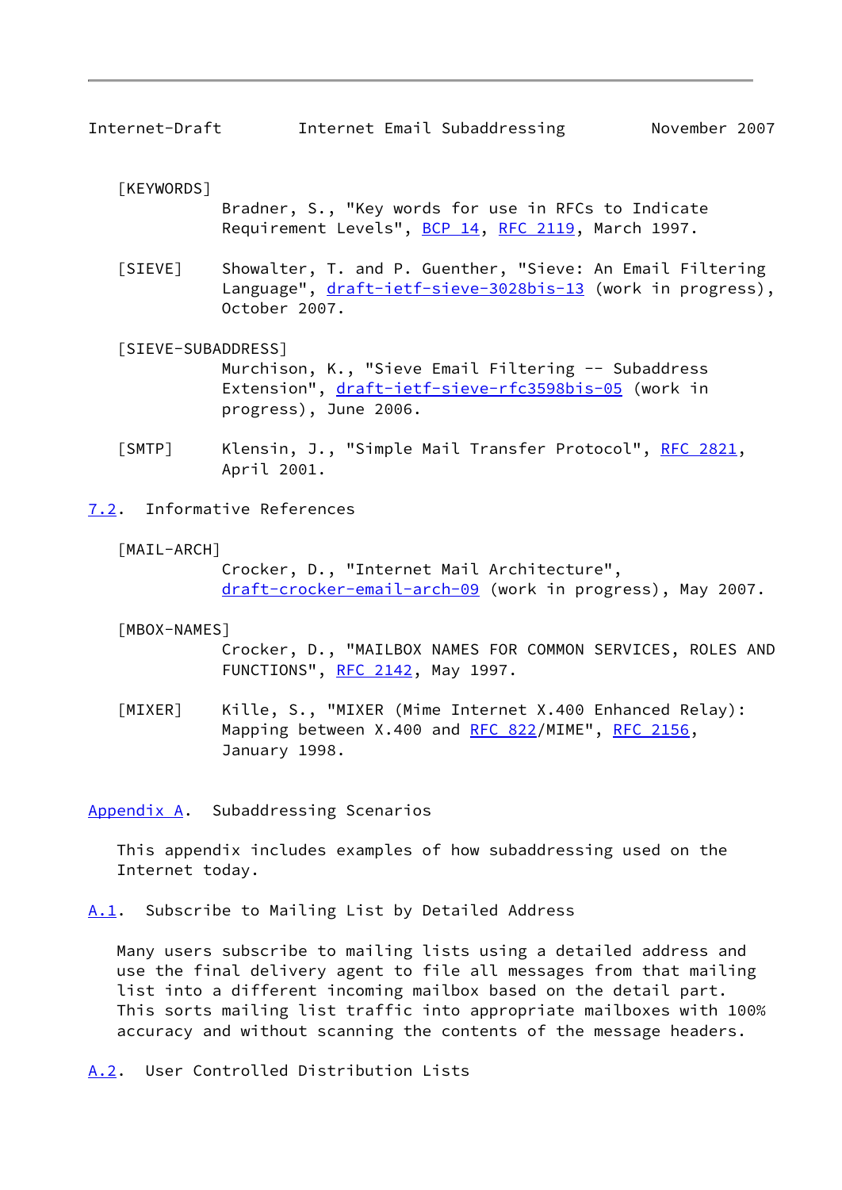[KEYWORDS]
Bradner, S., "Key words for use in RFCs to Indicate Requirement Levels", BCP 14, RFC 2119, March 1997.

[SIEVE]
Showalter, T. and P. Guenther, "Sieve: An Email Filtering Language", draft-ietf-sieve-3028bis-13 (work in progress), October 2007.

[SIEVE-SUBADDRESS]
Murchison, K., "Sieve Email Filtering -- Subaddress Extension", draft-ietf-sieve-rfc3598bis-05 (work in progress), June 2006.

[SMTP]
Klensin, J., "Simple Mail Transfer Protocol", RFC 2821, April 2001.

### 7.2. Informative References

[MAIL-ARCH]
Crocker, D., "Internet Mail Architecture", draft-crocker-email-arch-09 (work in progress), May 2007.

[MBOX-NAMES]
Crocker, D., "MAILBOX NAMES FOR COMMON SERVICES, ROLES AND FUNCTIONS", RFC 2142, May 1997.

[MIXER]
Kille, S., "MIXER (Mime Internet X.400 Enhanced Relay): Mapping between X.400 and RFC 822/MIME", RFC 2156, January 1998.

## Appendix A. Subaddressing Scenarios

This appendix includes examples of how subaddressing used on the Internet today.

### A.1. Subscribe to Mailing List by Detailed Address

Many users subscribe to mailing lists using a detailed address and use the final delivery agent to file all messages from that mailing list into a different incoming mailbox based on the detail part. This sorts mailing list traffic into appropriate mailboxes with 100% accuracy and without scanning the contents of the message headers.

### A.2. User Controlled Distribution Lists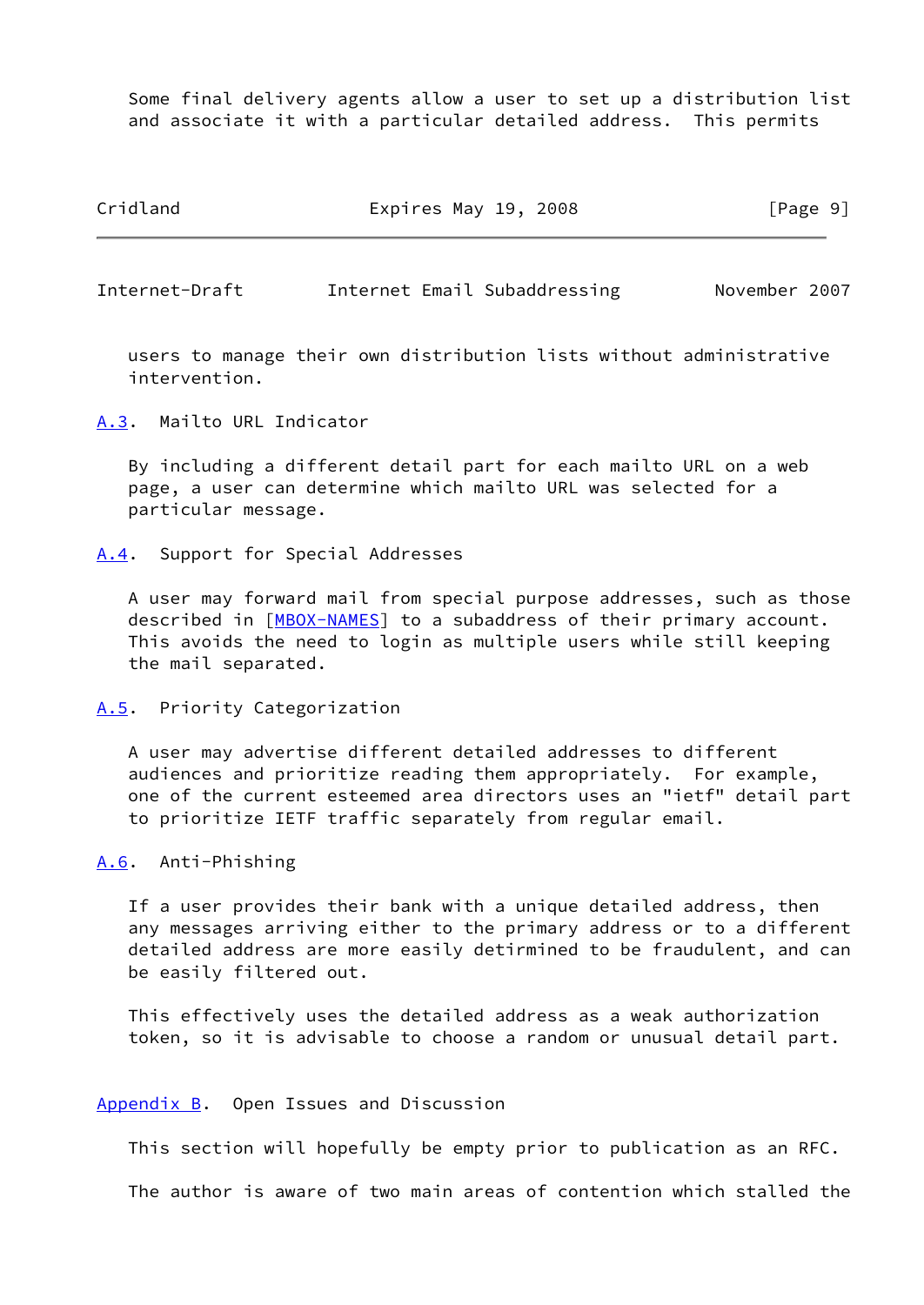Some final delivery agents allow a user to set up a distribution list and associate it with a particular detailed address. This permits users to manage their own distribution lists without administrative intervention.

### A.3. Mailto URL Indicator

By including a different detail part for each mailto URL on a web page, a user can determine which mailto URL was selected for a particular message.

### A.4. Support for Special Addresses

A user may forward mail from special purpose addresses, such as those described in [MBOX-NAMES] to a subaddress of their primary account. This avoids the need to login as multiple users while still keeping the mail separated.

### A.5. Priority Categorization

A user may advertise different detailed addresses to different audiences and prioritize reading them appropriately. For example, one of the current esteemed area directors uses an "ietf" detail part to prioritize IETF traffic separately from regular email.

### A.6. Anti-Phishing

If a user provides their bank with a unique detailed address, then any messages arriving either to the primary address or to a different detailed address are more easily detirmined to be fraudulent, and can be easily filtered out.

This effectively uses the detailed address as a weak authorization token, so it is advisable to choose a random or unusual detail part.

## Appendix B. Open Issues and Discussion

This section will hopefully be empty prior to publication as an RFC.

The author is aware of two main areas of contention which stalled the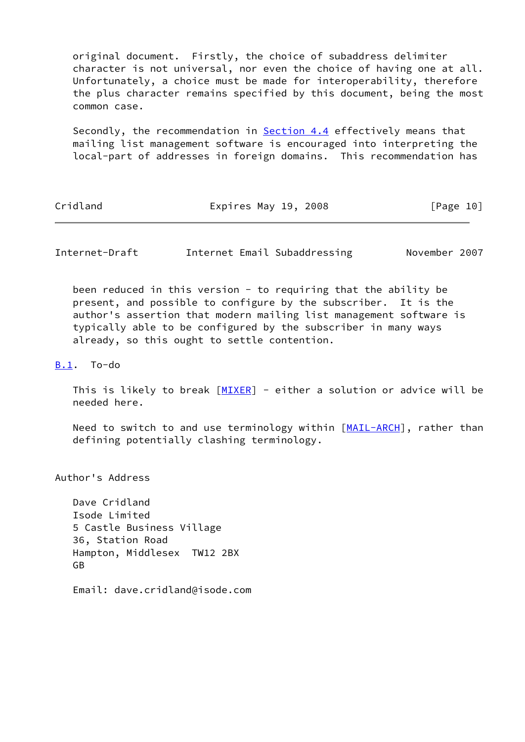original document. Firstly, the choice of subaddress delimiter character is not universal, nor even the choice of having one at all. Unfortunately, a choice must be made for interoperability, therefore the plus character remains specified by this document, being the most common case.

Secondly, the recommendation in Section 4.4 effectively means that mailing list management software is encouraged into interpreting the local-part of addresses in foreign domains. This recommendation has been reduced in this version - to requiring that the ability be present, and possible to configure by the subscriber. It is the author's assertion that modern mailing list management software is typically able to be configured by the subscriber in many ways already, so this ought to settle contention.

### B.1. To-do

This is likely to break [MIXER] - either a solution or advice will be needed here.

Need to switch to and use terminology within [MAIL-ARCH], rather than defining potentially clashing terminology.

## Author's Address

Dave Cridland
Isode Limited
5 Castle Business Village
36, Station Road
Hampton, Middlesex  TW12 2BX
GB

Email: dave.cridland@isode.com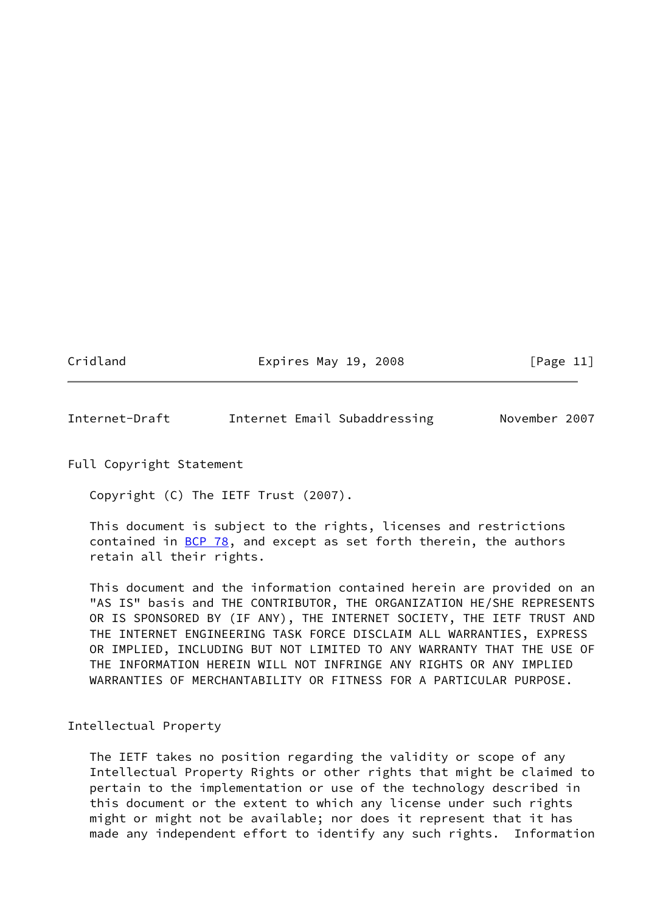## Full Copyright Statement

Copyright (C) The IETF Trust (2007).

This document is subject to the rights, licenses and restrictions contained in BCP 78, and except as set forth therein, the authors retain all their rights.

This document and the information contained herein are provided on an "AS IS" basis and THE CONTRIBUTOR, THE ORGANIZATION HE/SHE REPRESENTS OR IS SPONSORED BY (IF ANY), THE INTERNET SOCIETY, THE IETF TRUST AND THE INTERNET ENGINEERING TASK FORCE DISCLAIM ALL WARRANTIES, EXPRESS OR IMPLIED, INCLUDING BUT NOT LIMITED TO ANY WARRANTY THAT THE USE OF THE INFORMATION HEREIN WILL NOT INFRINGE ANY RIGHTS OR ANY IMPLIED WARRANTIES OF MERCHANTABILITY OR FITNESS FOR A PARTICULAR PURPOSE.

## Intellectual Property

The IETF takes no position regarding the validity or scope of any Intellectual Property Rights or other rights that might be claimed to pertain to the implementation or use of the technology described in this document or the extent to which any license under such rights might or might not be available; nor does it represent that it has made any independent effort to identify any such rights. Information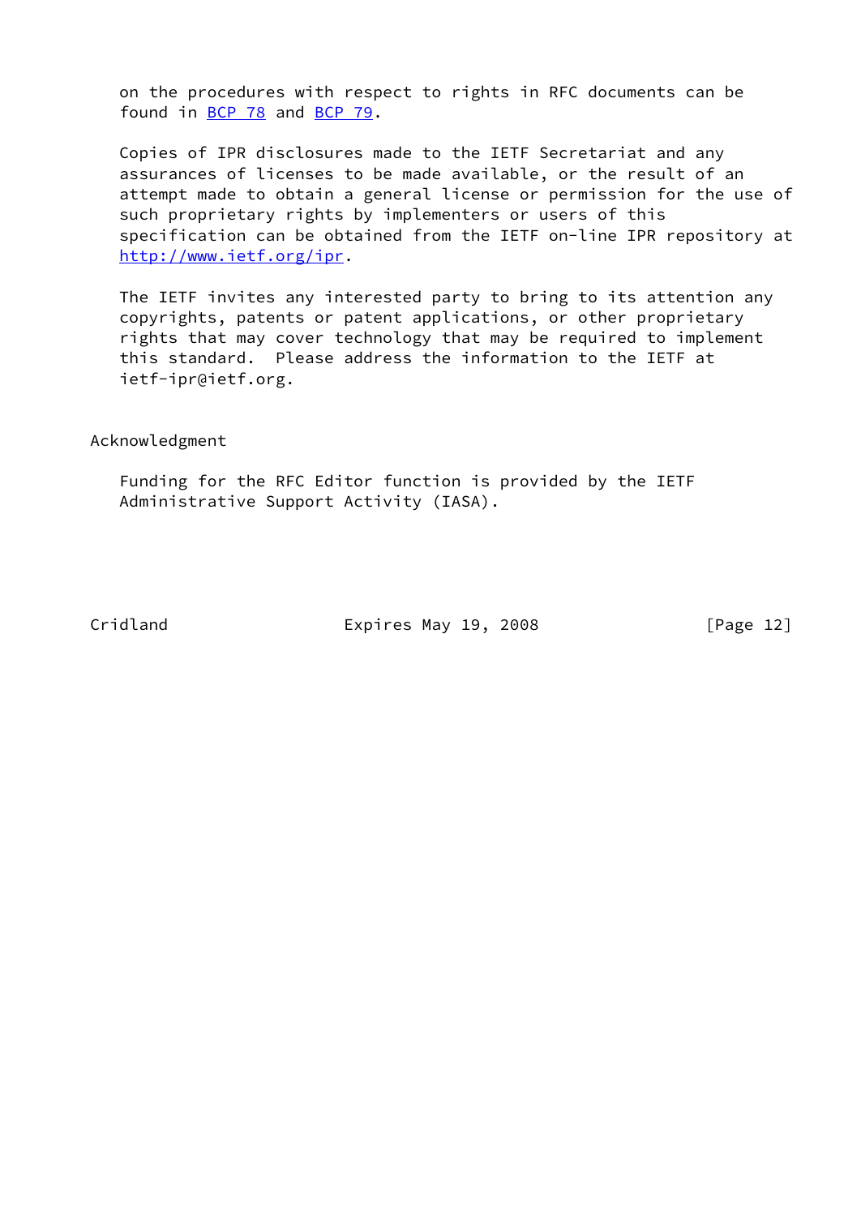on the procedures with respect to rights in RFC documents can be found in BCP 78 and BCP 79.

Copies of IPR disclosures made to the IETF Secretariat and any assurances of licenses to be made available, or the result of an attempt made to obtain a general license or permission for the use of such proprietary rights by implementers or users of this specification can be obtained from the IETF on-line IPR repository at http://www.ietf.org/ipr.

The IETF invites any interested party to bring to its attention any copyrights, patents or patent applications, or other proprietary rights that may cover technology that may be required to implement this standard. Please address the information to the IETF at ietf-ipr@ietf.org.

## Acknowledgment

Funding for the RFC Editor function is provided by the IETF Administrative Support Activity (IASA).